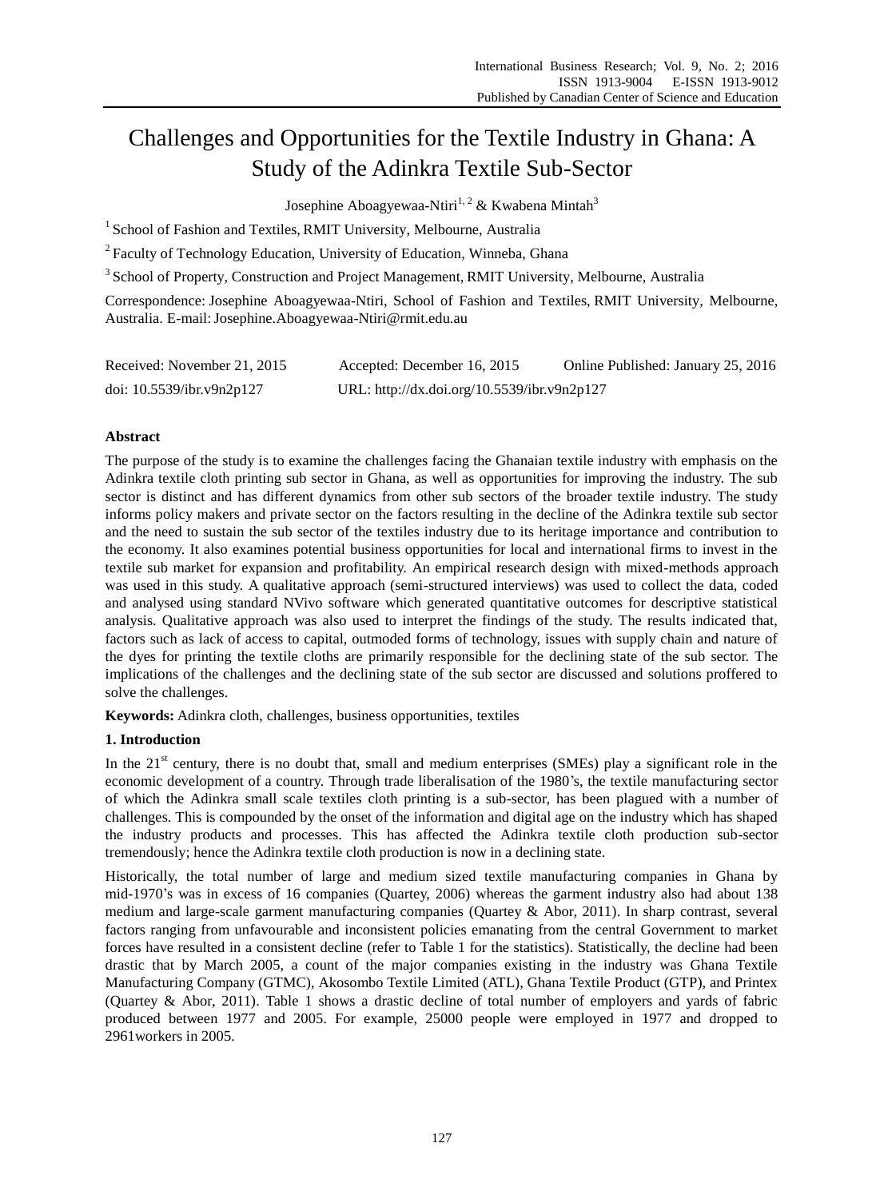# Challenges and Opportunities for the Textile Industry in Ghana: A Study of the Adinkra Textile Sub-Sector

Josephine Aboagyewaa-Ntiri[1,2] & Kwabena Mintah[3]

[1] School of Fashion and Textiles, RMIT University, Melbourne, Australia

[2] Faculty of Technology Education, University of Education, Winneba, Ghana

[3] School of Property, Construction and Project Management, RMIT University, Melbourne, Australia

Correspondence: Josephine Aboagyewaa-Ntiri, School of Fashion and Textiles, RMIT University, Melbourne, Australia. E-mail: Josephine.Aboagyewaa-Ntiri@rmit.edu.au

Received: November 21, 2015 Accepted: December 16, 2015 Online Published: January 25, 2016

doi: 10.5539/ibr.v9n2p127 URL: http://dx.doi.org/10.5539/ibr.v9n2p127

## Abstract

The purpose of the study is to examine the challenges facing the Ghanaian textile industry with emphasis on the Adinkra textile cloth printing sub sector in Ghana, as well as opportunities for improving the industry. The sub sector is distinct and has different dynamics from other sub sectors of the broader textile industry. The study informs policy makers and private sector on the factors resulting in the decline of the Adinkra textile sub sector and the need to sustain the sub sector of the textiles industry due to its heritage importance and contribution to the economy. It also examines potential business opportunities for local and international firms to invest in the textile sub market for expansion and profitability. An empirical research design with mixed-methods approach was used in this study. A qualitative approach (semi-structured interviews) was used to collect the data, coded and analysed using standard NVivo software which generated quantitative outcomes for descriptive statistical analysis. Qualitative approach was also used to interpret the findings of the study. The results indicated that, factors such as lack of access to capital, outmoded forms of technology, issues with supply chain and nature of the dyes for printing the textile cloths are primarily responsible for the declining state of the sub sector. The implications of the challenges and the declining state of the sub sector are discussed and solutions proffered to solve the challenges.

**Keywords:** Adinkra cloth, challenges, business opportunities, textiles

## 1. Introduction

In the 21st century, there is no doubt that, small and medium enterprises (SMEs) play a significant role in the economic development of a country. Through trade liberalisation of the 1980's, the textile manufacturing sector of which the Adinkra small scale textiles cloth printing is a sub-sector, has been plagued with a number of challenges. This is compounded by the onset of the information and digital age on the industry which has shaped the industry products and processes. This has affected the Adinkra textile cloth production sub-sector tremendously; hence the Adinkra textile cloth production is now in a declining state.

Historically, the total number of large and medium sized textile manufacturing companies in Ghana by mid-1970's was in excess of 16 companies (Quartey, 2006) whereas the garment industry also had about 138 medium and large-scale garment manufacturing companies (Quartey & Abor, 2011). In sharp contrast, several factors ranging from unfavourable and inconsistent policies emanating from the central Government to market forces have resulted in a consistent decline (refer to Table 1 for the statistics). Statistically, the decline had been drastic that by March 2005, a count of the major companies existing in the industry was Ghana Textile Manufacturing Company (GTMC), Akosombo Textile Limited (ATL), Ghana Textile Product (GTP), and Printex (Quartey & Abor, 2011). Table 1 shows a drastic decline of total number of employers and yards of fabric produced between 1977 and 2005. For example, 25000 people were employed in 1977 and dropped to 2961workers in 2005.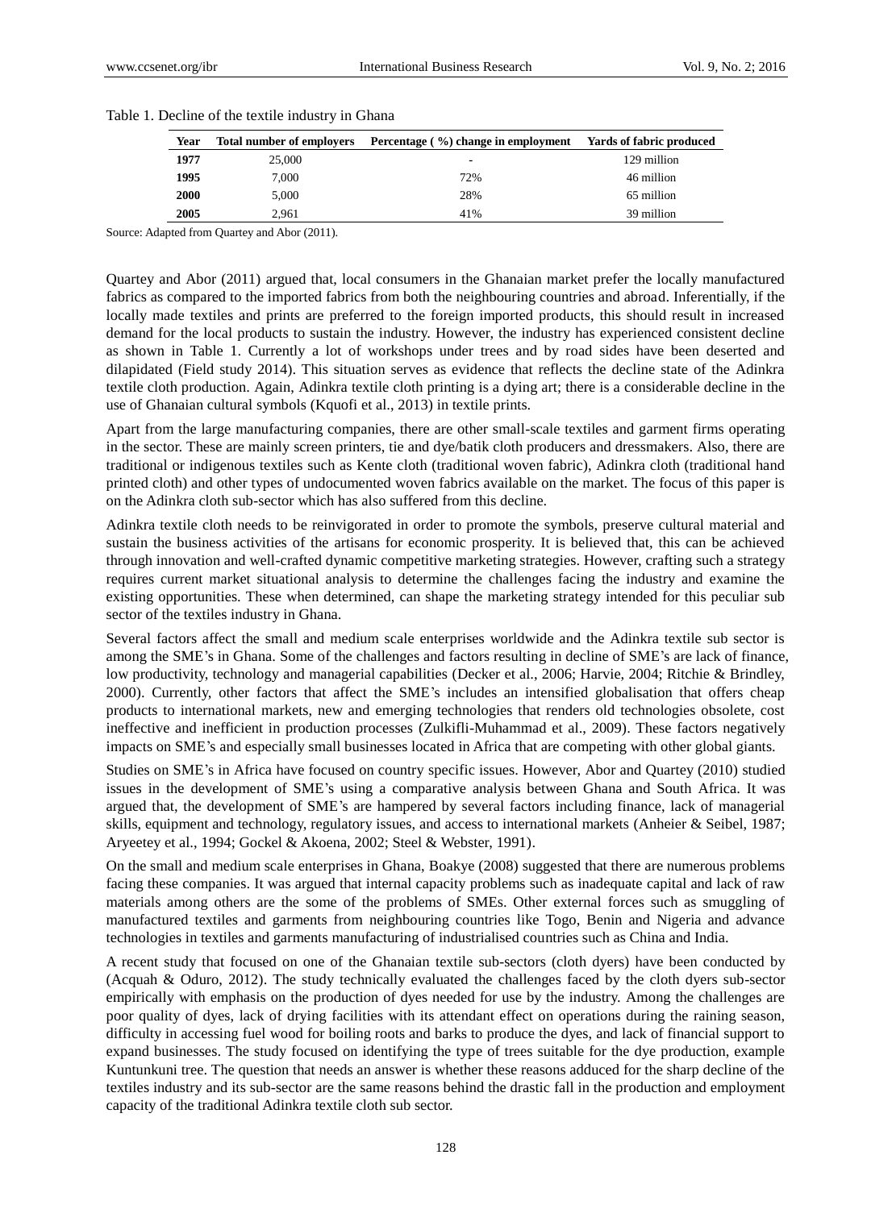Table 1. Decline of the textile industry in Ghana

| Year | Total number of employers | Percentage ( %) change in employment | Yards of fabric produced |
|---|---|---|---|
| **1977** | 25,000 | - | 129 million |
| **1995** | 7,000 | 72% | 46 million |
| **2000** | 5,000 | 28% | 65 million |
| **2005** | 2,961 | 41% | 39 million |

Source: Adapted from Quartey and Abor (2011).

Quartey and Abor (2011) argued that, local consumers in the Ghanaian market prefer the locally manufactured fabrics as compared to the imported fabrics from both the neighbouring countries and abroad. Inferentially, if the locally made textiles and prints are preferred to the foreign imported products, this should result in increased demand for the local products to sustain the industry. However, the industry has experienced consistent decline as shown in Table 1. Currently a lot of workshops under trees and by road sides have been deserted and dilapidated (Field study 2014). This situation serves as evidence that reflects the decline state of the Adinkra textile cloth production. Again, Adinkra textile cloth printing is a dying art; there is a considerable decline in the use of Ghanaian cultural symbols (Kquofi et al., 2013) in textile prints.

Apart from the large manufacturing companies, there are other small-scale textiles and garment firms operating in the sector. These are mainly screen printers, tie and dye/batik cloth producers and dressmakers. Also, there are traditional or indigenous textiles such as Kente cloth (traditional woven fabric), Adinkra cloth (traditional hand printed cloth) and other types of undocumented woven fabrics available on the market. The focus of this paper is on the Adinkra cloth sub-sector which has also suffered from this decline.

Adinkra textile cloth needs to be reinvigorated in order to promote the symbols, preserve cultural material and sustain the business activities of the artisans for economic prosperity. It is believed that, this can be achieved through innovation and well-crafted dynamic competitive marketing strategies. However, crafting such a strategy requires current market situational analysis to determine the challenges facing the industry and examine the existing opportunities. These when determined, can shape the marketing strategy intended for this peculiar sub sector of the textiles industry in Ghana.

Several factors affect the small and medium scale enterprises worldwide and the Adinkra textile sub sector is among the SME's in Ghana. Some of the challenges and factors resulting in decline of SME's are lack of finance, low productivity, technology and managerial capabilities (Decker et al., 2006; Harvie, 2004; Ritchie & Brindley, 2000). Currently, other factors that affect the SME's includes an intensified globalisation that offers cheap products to international markets, new and emerging technologies that renders old technologies obsolete, cost ineffective and inefficient in production processes (Zulkifli-Muhammad et al., 2009). These factors negatively impacts on SME's and especially small businesses located in Africa that are competing with other global giants.

Studies on SME's in Africa have focused on country specific issues. However, Abor and Quartey (2010) studied issues in the development of SME's using a comparative analysis between Ghana and South Africa. It was argued that, the development of SME's are hampered by several factors including finance, lack of managerial skills, equipment and technology, regulatory issues, and access to international markets (Anheier & Seibel, 1987; Aryeetey et al., 1994; Gockel & Akoena, 2002; Steel & Webster, 1991).

On the small and medium scale enterprises in Ghana, Boakye (2008) suggested that there are numerous problems facing these companies. It was argued that internal capacity problems such as inadequate capital and lack of raw materials among others are the some of the problems of SMEs. Other external forces such as smuggling of manufactured textiles and garments from neighbouring countries like Togo, Benin and Nigeria and advance technologies in textiles and garments manufacturing of industrialised countries such as China and India.

A recent study that focused on one of the Ghanaian textile sub-sectors (cloth dyers) have been conducted by (Acquah & Oduro, 2012). The study technically evaluated the challenges faced by the cloth dyers sub-sector empirically with emphasis on the production of dyes needed for use by the industry. Among the challenges are poor quality of dyes, lack of drying facilities with its attendant effect on operations during the raining season, difficulty in accessing fuel wood for boiling roots and barks to produce the dyes, and lack of financial support to expand businesses. The study focused on identifying the type of trees suitable for the dye production, example Kuntunkuni tree. The question that needs an answer is whether these reasons adduced for the sharp decline of the textiles industry and its sub-sector are the same reasons behind the drastic fall in the production and employment capacity of the traditional Adinkra textile cloth sub sector.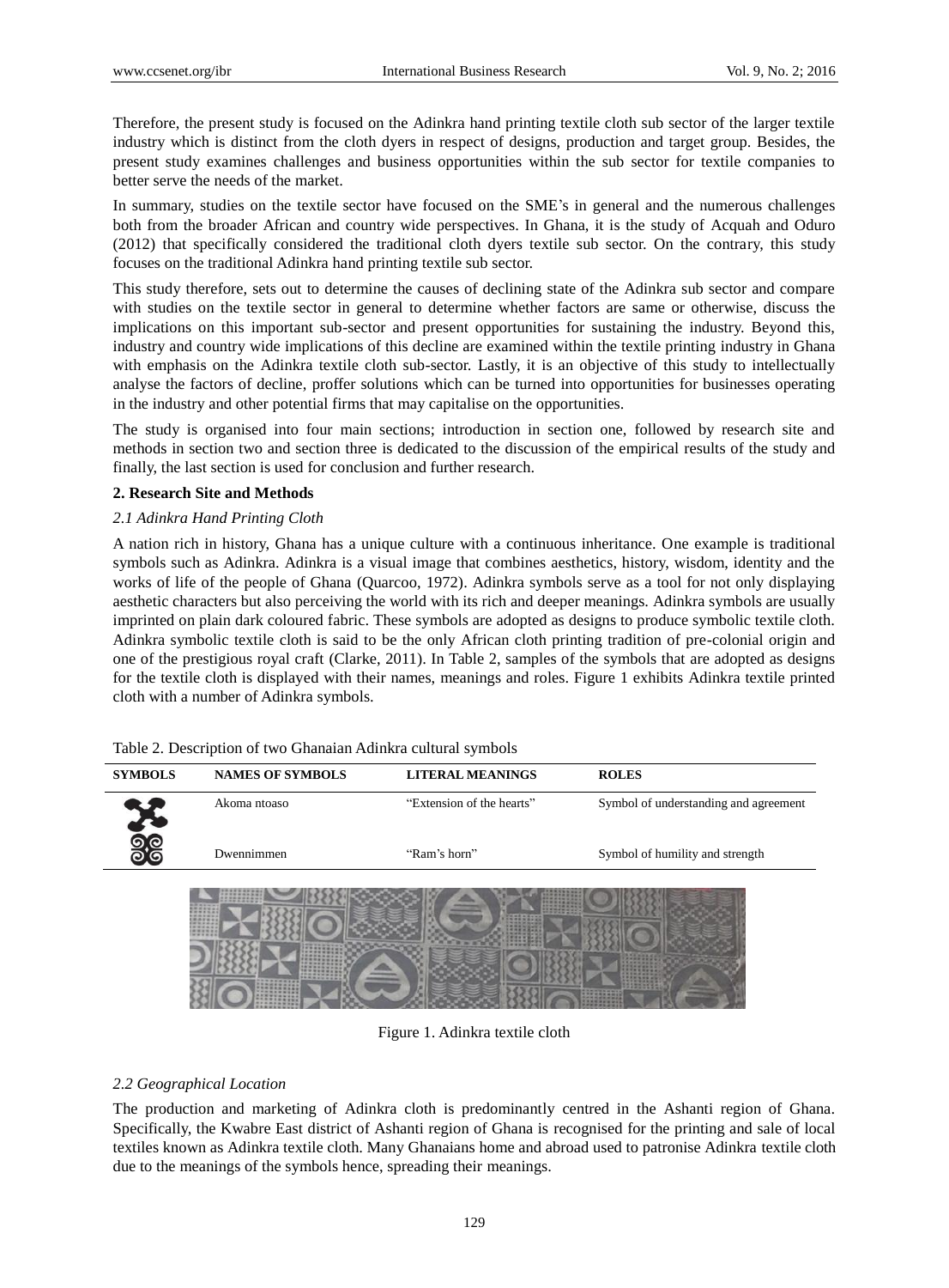Therefore, the present study is focused on the Adinkra hand printing textile cloth sub sector of the larger textile industry which is distinct from the cloth dyers in respect of designs, production and target group. Besides, the present study examines challenges and business opportunities within the sub sector for textile companies to better serve the needs of the market.

In summary, studies on the textile sector have focused on the SME's in general and the numerous challenges both from the broader African and country wide perspectives. In Ghana, it is the study of Acquah and Oduro (2012) that specifically considered the traditional cloth dyers textile sub sector. On the contrary, this study focuses on the traditional Adinkra hand printing textile sub sector.

This study therefore, sets out to determine the causes of declining state of the Adinkra sub sector and compare with studies on the textile sector in general to determine whether factors are same or otherwise, discuss the implications on this important sub-sector and present opportunities for sustaining the industry. Beyond this, industry and country wide implications of this decline are examined within the textile printing industry in Ghana with emphasis on the Adinkra textile cloth sub-sector. Lastly, it is an objective of this study to intellectually analyse the factors of decline, proffer solutions which can be turned into opportunities for businesses operating in the industry and other potential firms that may capitalise on the opportunities.

The study is organised into four main sections; introduction in section one, followed by research site and methods in section two and section three is dedicated to the discussion of the empirical results of the study and finally, the last section is used for conclusion and further research.

## 2. Research Site and Methods

### *2.1 Adinkra Hand Printing Cloth*

A nation rich in history, Ghana has a unique culture with a continuous inheritance. One example is traditional symbols such as Adinkra. Adinkra is a visual image that combines aesthetics, history, wisdom, identity and the works of life of the people of Ghana (Quarcoo, 1972). Adinkra symbols serve as a tool for not only displaying aesthetic characters but also perceiving the world with its rich and deeper meanings. Adinkra symbols are usually imprinted on plain dark coloured fabric. These symbols are adopted as designs to produce symbolic textile cloth. Adinkra symbolic textile cloth is said to be the only African cloth printing tradition of pre-colonial origin and one of the prestigious royal craft (Clarke, 2011). In Table 2, samples of the symbols that are adopted as designs for the textile cloth is displayed with their names, meanings and roles. Figure 1 exhibits Adinkra textile printed cloth with a number of Adinkra symbols.

Table 2. Description of two Ghanaian Adinkra cultural symbols

| SYMBOLS | NAMES OF SYMBOLS | LITERAL MEANINGS | ROLES |
|---|---|---|---|
| | Akoma ntoaso | "Extension of the hearts" | Symbol of understanding and agreement |
| | Dwennimmen | "Ram's horn" | Symbol of humility and strength |

Figure 1. Adinkra textile cloth

### *2.2 Geographical Location*

The production and marketing of Adinkra cloth is predominantly centred in the Ashanti region of Ghana. Specifically, the Kwabre East district of Ashanti region of Ghana is recognised for the printing and sale of local textiles known as Adinkra textile cloth. Many Ghanaians home and abroad used to patronise Adinkra textile cloth due to the meanings of the symbols hence, spreading their meanings.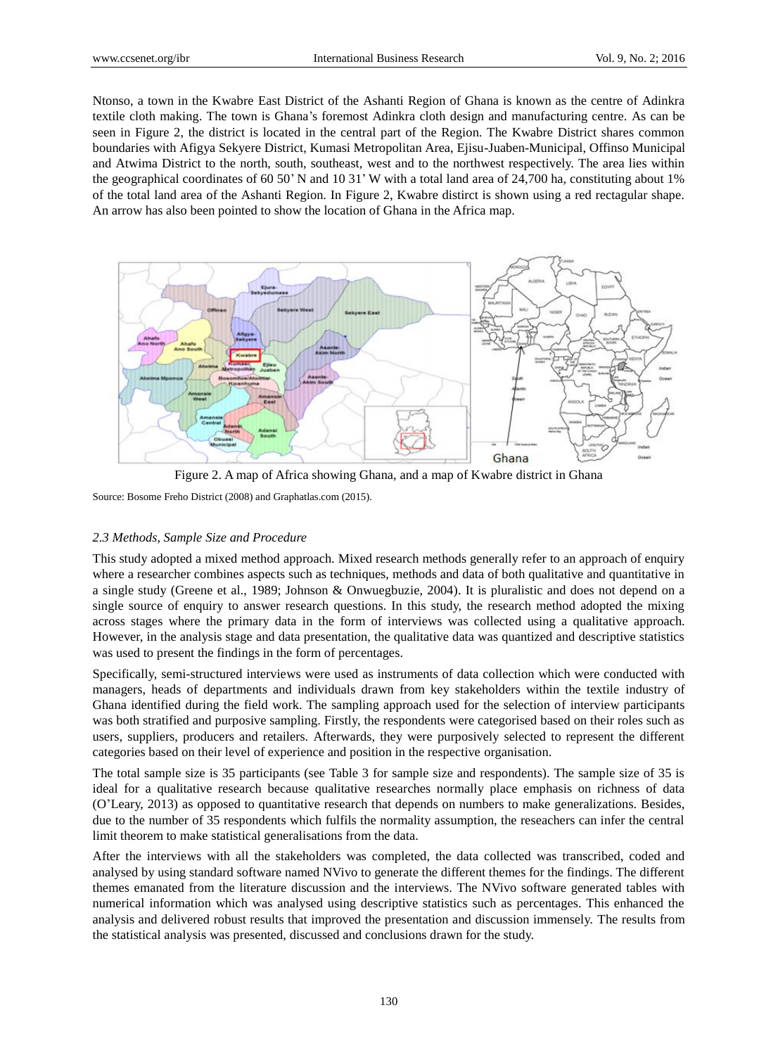Ntonso, a town in the Kwabre East District of the Ashanti Region of Ghana is known as the centre of Adinkra textile cloth making. The town is Ghana's foremost Adinkra cloth design and manufacturing centre. As can be seen in Figure 2, the district is located in the central part of the Region. The Kwabre District shares common boundaries with Afigya Sekyere District, Kumasi Metropolitan Area, Ejisu-Juaben-Municipal, Offinso Municipal and Atwima District to the north, south, southeast, west and to the northwest respectively. The area lies within the geographical coordinates of 60 50' N and 10 31' W with a total land area of 24,700 ha, constituting about 1% of the total land area of the Ashanti Region. In Figure 2, Kwabre distirct is shown using a red rectagular shape. An arrow has also been pointed to show the location of Ghana in the Africa map.

Figure 2. A map of Africa showing Ghana, and a map of Kwabre district in Ghana

Source: Bosome Freho District (2008) and Graphatlas.com (2015).

### *2.3 Methods, Sample Size and Procedure*

This study adopted a mixed method approach. Mixed research methods generally refer to an approach of enquiry where a researcher combines aspects such as techniques, methods and data of both qualitative and quantitative in a single study (Greene et al., 1989; Johnson & Onwuegbuzie, 2004). It is pluralistic and does not depend on a single source of enquiry to answer research questions. In this study, the research method adopted the mixing across stages where the primary data in the form of interviews was collected using a qualitative approach. However, in the analysis stage and data presentation, the qualitative data was quantized and descriptive statistics was used to present the findings in the form of percentages.

Specifically, semi-structured interviews were used as instruments of data collection which were conducted with managers, heads of departments and individuals drawn from key stakeholders within the textile industry of Ghana identified during the field work. The sampling approach used for the selection of interview participants was both stratified and purposive sampling. Firstly, the respondents were categorised based on their roles such as users, suppliers, producers and retailers. Afterwards, they were purposively selected to represent the different categories based on their level of experience and position in the respective organisation.

The total sample size is 35 participants (see Table 3 for sample size and respondents). The sample size of 35 is ideal for a qualitative research because qualitative researches normally place emphasis on richness of data (O'Leary, 2013) as opposed to quantitative research that depends on numbers to make generalizations. Besides, due to the number of 35 respondents which fulfils the normality assumption, the reseachers can infer the central limit theorem to make statistical generalisations from the data.

After the interviews with all the stakeholders was completed, the data collected was transcribed, coded and analysed by using standard software named NVivo to generate the different themes for the findings. The different themes emanated from the literature discussion and the interviews. The NVivo software generated tables with numerical information which was analysed using descriptive statistics such as percentages. This enhanced the analysis and delivered robust results that improved the presentation and discussion immensely. The results from the statistical analysis was presented, discussed and conclusions drawn for the study.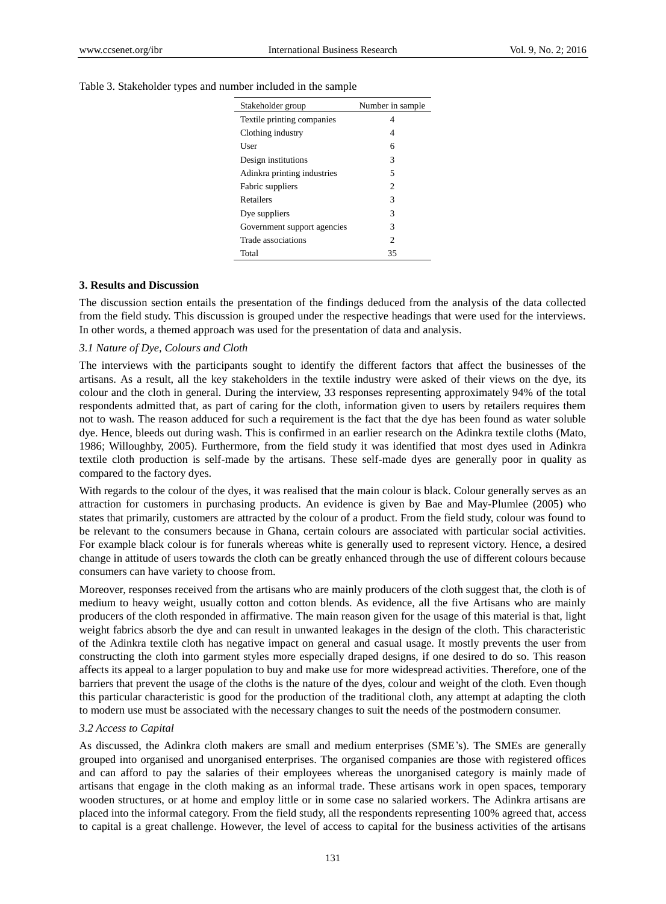Table 3. Stakeholder types and number included in the sample

| Stakeholder group | Number in sample |
|---|---|
| Textile printing companies | 4 |
| Clothing industry | 4 |
| User | 6 |
| Design institutions | 3 |
| Adinkra printing industries | 5 |
| Fabric suppliers | 2 |
| Retailers | 3 |
| Dye suppliers | 3 |
| Government support agencies | 3 |
| Trade associations | 2 |
| Total | 35 |

## 3. Results and Discussion

The discussion section entails the presentation of the findings deduced from the analysis of the data collected from the field study. This discussion is grouped under the respective headings that were used for the interviews. In other words, a themed approach was used for the presentation of data and analysis.

### *3.1 Nature of Dye, Colours and Cloth*

The interviews with the participants sought to identify the different factors that affect the businesses of the artisans. As a result, all the key stakeholders in the textile industry were asked of their views on the dye, its colour and the cloth in general. During the interview, 33 responses representing approximately 94% of the total respondents admitted that, as part of caring for the cloth, information given to users by retailers requires them not to wash. The reason adduced for such a requirement is the fact that the dye has been found as water soluble dye. Hence, bleeds out during wash. This is confirmed in an earlier research on the Adinkra textile cloths (Mato, 1986; Willoughby, 2005). Furthermore, from the field study it was identified that most dyes used in Adinkra textile cloth production is self-made by the artisans. These self-made dyes are generally poor in quality as compared to the factory dyes.

With regards to the colour of the dyes, it was realised that the main colour is black. Colour generally serves as an attraction for customers in purchasing products. An evidence is given by Bae and May-Plumlee (2005) who states that primarily, customers are attracted by the colour of a product. From the field study, colour was found to be relevant to the consumers because in Ghana, certain colours are associated with particular social activities. For example black colour is for funerals whereas white is generally used to represent victory. Hence, a desired change in attitude of users towards the cloth can be greatly enhanced through the use of different colours because consumers can have variety to choose from.

Moreover, responses received from the artisans who are mainly producers of the cloth suggest that, the cloth is of medium to heavy weight, usually cotton and cotton blends. As evidence, all the five Artisans who are mainly producers of the cloth responded in affirmative. The main reason given for the usage of this material is that, light weight fabrics absorb the dye and can result in unwanted leakages in the design of the cloth. This characteristic of the Adinkra textile cloth has negative impact on general and casual usage. It mostly prevents the user from constructing the cloth into garment styles more especially draped designs, if one desired to do so. This reason affects its appeal to a larger population to buy and make use for more widespread activities. Therefore, one of the barriers that prevent the usage of the cloths is the nature of the dyes, colour and weight of the cloth. Even though this particular characteristic is good for the production of the traditional cloth, any attempt at adapting the cloth to modern use must be associated with the necessary changes to suit the needs of the postmodern consumer.

### *3.2 Access to Capital*

As discussed, the Adinkra cloth makers are small and medium enterprises (SME's). The SMEs are generally grouped into organised and unorganised enterprises. The organised companies are those with registered offices and can afford to pay the salaries of their employees whereas the unorganised category is mainly made of artisans that engage in the cloth making as an informal trade. These artisans work in open spaces, temporary wooden structures, or at home and employ little or in some case no salaried workers. The Adinkra artisans are placed into the informal category. From the field study, all the respondents representing 100% agreed that, access to capital is a great challenge. However, the level of access to capital for the business activities of the artisans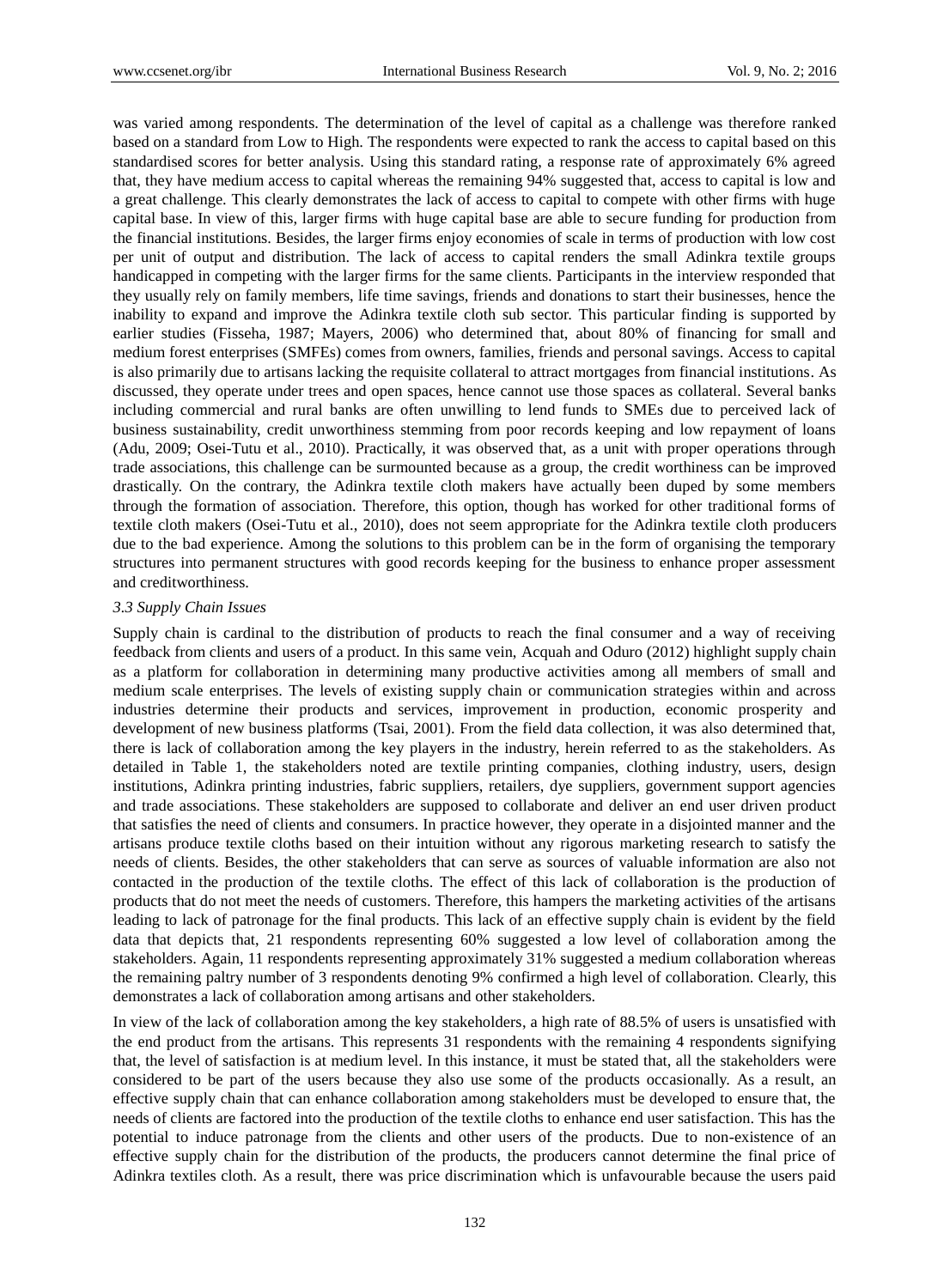was varied among respondents. The determination of the level of capital as a challenge was therefore ranked based on a standard from Low to High. The respondents were expected to rank the access to capital based on this standardised scores for better analysis. Using this standard rating, a response rate of approximately 6% agreed that, they have medium access to capital whereas the remaining 94% suggested that, access to capital is low and a great challenge. This clearly demonstrates the lack of access to capital to compete with other firms with huge capital base. In view of this, larger firms with huge capital base are able to secure funding for production from the financial institutions. Besides, the larger firms enjoy economies of scale in terms of production with low cost per unit of output and distribution. The lack of access to capital renders the small Adinkra textile groups handicapped in competing with the larger firms for the same clients. Participants in the interview responded that they usually rely on family members, life time savings, friends and donations to start their businesses, hence the inability to expand and improve the Adinkra textile cloth sub sector. This particular finding is supported by earlier studies (Fisseha, 1987; Mayers, 2006) who determined that, about 80% of financing for small and medium forest enterprises (SMFEs) comes from owners, families, friends and personal savings. Access to capital is also primarily due to artisans lacking the requisite collateral to attract mortgages from financial institutions. As discussed, they operate under trees and open spaces, hence cannot use those spaces as collateral. Several banks including commercial and rural banks are often unwilling to lend funds to SMEs due to perceived lack of business sustainability, credit unworthiness stemming from poor records keeping and low repayment of loans (Adu, 2009; Osei-Tutu et al., 2010). Practically, it was observed that, as a unit with proper operations through trade associations, this challenge can be surmounted because as a group, the credit worthiness can be improved drastically. On the contrary, the Adinkra textile cloth makers have actually been duped by some members through the formation of association. Therefore, this option, though has worked for other traditional forms of textile cloth makers (Osei-Tutu et al., 2010), does not seem appropriate for the Adinkra textile cloth producers due to the bad experience. Among the solutions to this problem can be in the form of organising the temporary structures into permanent structures with good records keeping for the business to enhance proper assessment and creditworthiness.

### *3.3 Supply Chain Issues*

Supply chain is cardinal to the distribution of products to reach the final consumer and a way of receiving feedback from clients and users of a product. In this same vein, Acquah and Oduro (2012) highlight supply chain as a platform for collaboration in determining many productive activities among all members of small and medium scale enterprises. The levels of existing supply chain or communication strategies within and across industries determine their products and services, improvement in production, economic prosperity and development of new business platforms (Tsai, 2001). From the field data collection, it was also determined that, there is lack of collaboration among the key players in the industry, herein referred to as the stakeholders. As detailed in Table 1, the stakeholders noted are textile printing companies, clothing industry, users, design institutions, Adinkra printing industries, fabric suppliers, retailers, dye suppliers, government support agencies and trade associations. These stakeholders are supposed to collaborate and deliver an end user driven product that satisfies the need of clients and consumers. In practice however, they operate in a disjointed manner and the artisans produce textile cloths based on their intuition without any rigorous marketing research to satisfy the needs of clients. Besides, the other stakeholders that can serve as sources of valuable information are also not contacted in the production of the textile cloths. The effect of this lack of collaboration is the production of products that do not meet the needs of customers. Therefore, this hampers the marketing activities of the artisans leading to lack of patronage for the final products. This lack of an effective supply chain is evident by the field data that depicts that, 21 respondents representing 60% suggested a low level of collaboration among the stakeholders. Again, 11 respondents representing approximately 31% suggested a medium collaboration whereas the remaining paltry number of 3 respondents denoting 9% confirmed a high level of collaboration. Clearly, this demonstrates a lack of collaboration among artisans and other stakeholders.

In view of the lack of collaboration among the key stakeholders, a high rate of 88.5% of users is unsatisfied with the end product from the artisans. This represents 31 respondents with the remaining 4 respondents signifying that, the level of satisfaction is at medium level. In this instance, it must be stated that, all the stakeholders were considered to be part of the users because they also use some of the products occasionally. As a result, an effective supply chain that can enhance collaboration among stakeholders must be developed to ensure that, the needs of clients are factored into the production of the textile cloths to enhance end user satisfaction. This has the potential to induce patronage from the clients and other users of the products. Due to non-existence of an effective supply chain for the distribution of the products, the producers cannot determine the final price of Adinkra textiles cloth. As a result, there was price discrimination which is unfavourable because the users paid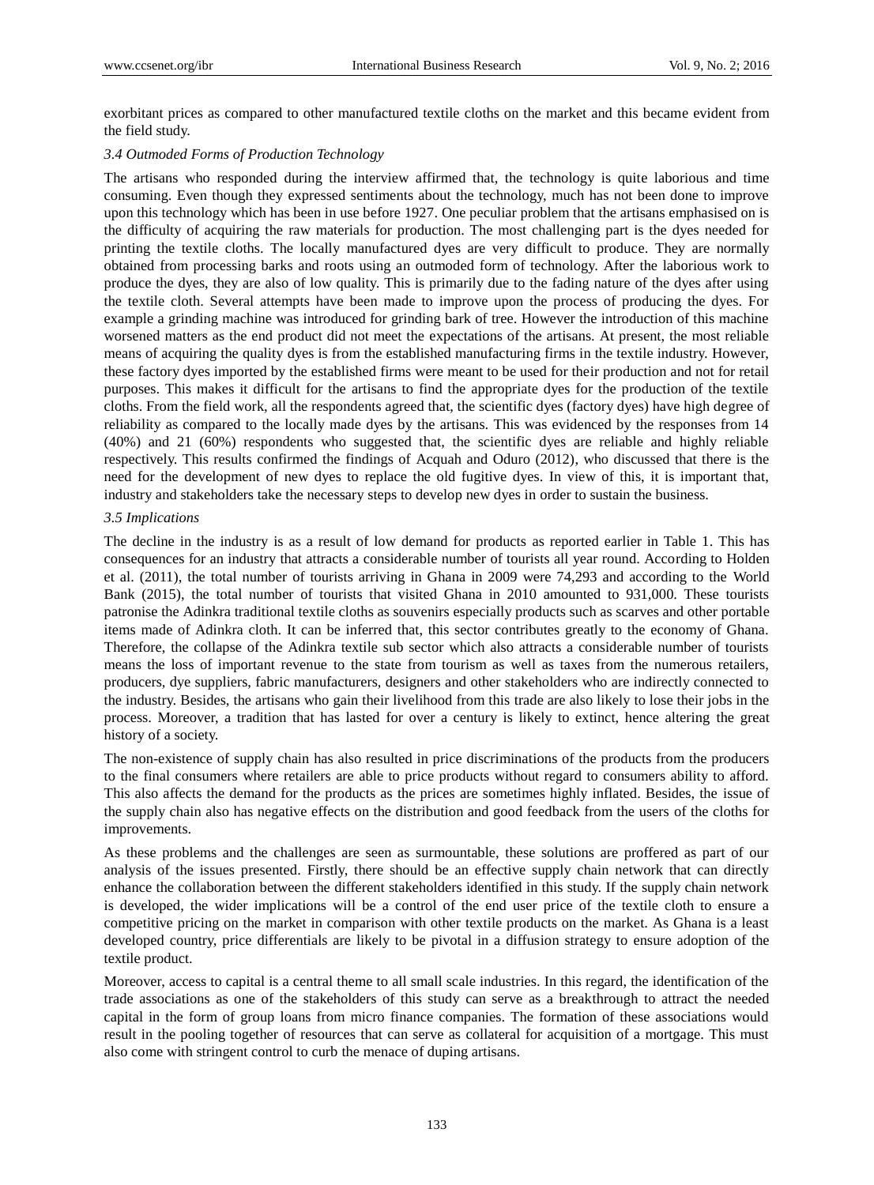exorbitant prices as compared to other manufactured textile cloths on the market and this became evident from the field study.

### *3.4 Outmoded Forms of Production Technology*

The artisans who responded during the interview affirmed that, the technology is quite laborious and time consuming. Even though they expressed sentiments about the technology, much has not been done to improve upon this technology which has been in use before 1927. One peculiar problem that the artisans emphasised on is the difficulty of acquiring the raw materials for production. The most challenging part is the dyes needed for printing the textile cloths. The locally manufactured dyes are very difficult to produce. They are normally obtained from processing barks and roots using an outmoded form of technology. After the laborious work to produce the dyes, they are also of low quality. This is primarily due to the fading nature of the dyes after using the textile cloth. Several attempts have been made to improve upon the process of producing the dyes. For example a grinding machine was introduced for grinding bark of tree. However the introduction of this machine worsened matters as the end product did not meet the expectations of the artisans. At present, the most reliable means of acquiring the quality dyes is from the established manufacturing firms in the textile industry. However, these factory dyes imported by the established firms were meant to be used for their production and not for retail purposes. This makes it difficult for the artisans to find the appropriate dyes for the production of the textile cloths. From the field work, all the respondents agreed that, the scientific dyes (factory dyes) have high degree of reliability as compared to the locally made dyes by the artisans. This was evidenced by the responses from 14 (40%) and 21 (60%) respondents who suggested that, the scientific dyes are reliable and highly reliable respectively. This results confirmed the findings of Acquah and Oduro (2012), who discussed that there is the need for the development of new dyes to replace the old fugitive dyes. In view of this, it is important that, industry and stakeholders take the necessary steps to develop new dyes in order to sustain the business.

### *3.5 Implications*

The decline in the industry is as a result of low demand for products as reported earlier in Table 1. This has consequences for an industry that attracts a considerable number of tourists all year round. According to Holden et al. (2011), the total number of tourists arriving in Ghana in 2009 were 74,293 and according to the World Bank (2015), the total number of tourists that visited Ghana in 2010 amounted to 931,000. These tourists patronise the Adinkra traditional textile cloths as souvenirs especially products such as scarves and other portable items made of Adinkra cloth. It can be inferred that, this sector contributes greatly to the economy of Ghana. Therefore, the collapse of the Adinkra textile sub sector which also attracts a considerable number of tourists means the loss of important revenue to the state from tourism as well as taxes from the numerous retailers, producers, dye suppliers, fabric manufacturers, designers and other stakeholders who are indirectly connected to the industry. Besides, the artisans who gain their livelihood from this trade are also likely to lose their jobs in the process. Moreover, a tradition that has lasted for over a century is likely to extinct, hence altering the great history of a society.

The non-existence of supply chain has also resulted in price discriminations of the products from the producers to the final consumers where retailers are able to price products without regard to consumers ability to afford. This also affects the demand for the products as the prices are sometimes highly inflated. Besides, the issue of the supply chain also has negative effects on the distribution and good feedback from the users of the cloths for improvements.

As these problems and the challenges are seen as surmountable, these solutions are proffered as part of our analysis of the issues presented. Firstly, there should be an effective supply chain network that can directly enhance the collaboration between the different stakeholders identified in this study. If the supply chain network is developed, the wider implications will be a control of the end user price of the textile cloth to ensure a competitive pricing on the market in comparison with other textile products on the market. As Ghana is a least developed country, price differentials are likely to be pivotal in a diffusion strategy to ensure adoption of the textile product.

Moreover, access to capital is a central theme to all small scale industries. In this regard, the identification of the trade associations as one of the stakeholders of this study can serve as a breakthrough to attract the needed capital in the form of group loans from micro finance companies. The formation of these associations would result in the pooling together of resources that can serve as collateral for acquisition of a mortgage. This must also come with stringent control to curb the menace of duping artisans.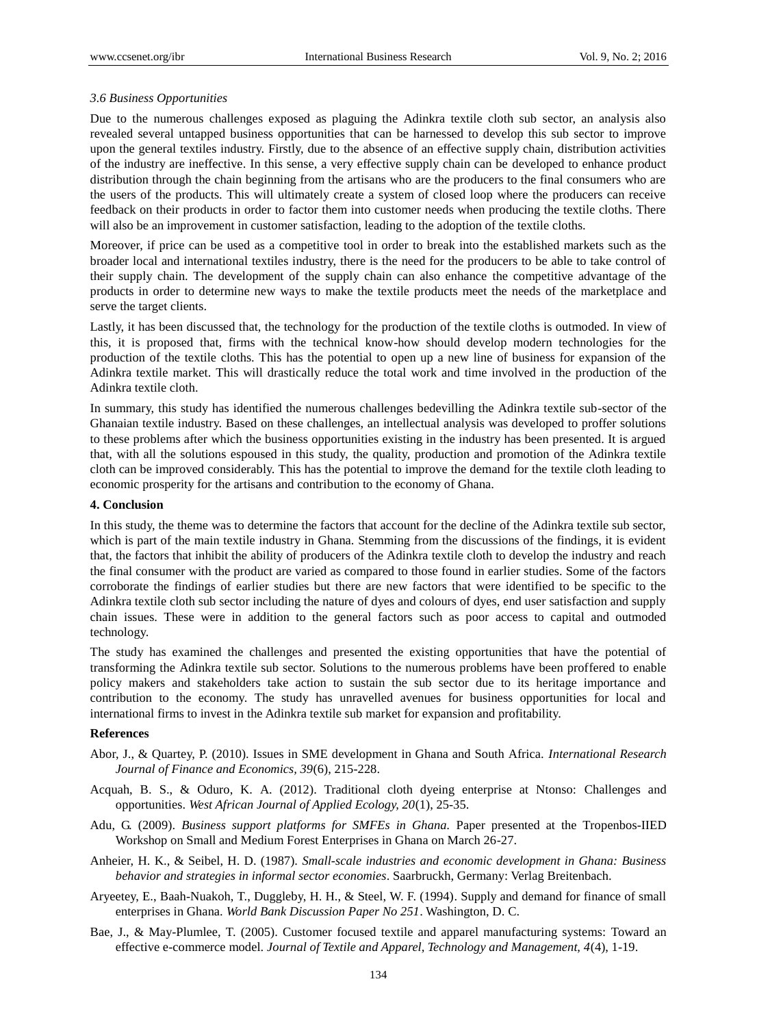### 3.6 Business Opportunities

Due to the numerous challenges exposed as plaguing the Adinkra textile cloth sub sector, an analysis also revealed several untapped business opportunities that can be harnessed to develop this sub sector to improve upon the general textiles industry. Firstly, due to the absence of an effective supply chain, distribution activities of the industry are ineffective. In this sense, a very effective supply chain can be developed to enhance product distribution through the chain beginning from the artisans who are the producers to the final consumers who are the users of the products. This will ultimately create a system of closed loop where the producers can receive feedback on their products in order to factor them into customer needs when producing the textile cloths. There will also be an improvement in customer satisfaction, leading to the adoption of the textile cloths.

Moreover, if price can be used as a competitive tool in order to break into the established markets such as the broader local and international textiles industry, there is the need for the producers to be able to take control of their supply chain. The development of the supply chain can also enhance the competitive advantage of the products in order to determine new ways to make the textile products meet the needs of the marketplace and serve the target clients.

Lastly, it has been discussed that, the technology for the production of the textile cloths is outmoded. In view of this, it is proposed that, firms with the technical know-how should develop modern technologies for the production of the textile cloths. This has the potential to open up a new line of business for expansion of the Adinkra textile market. This will drastically reduce the total work and time involved in the production of the Adinkra textile cloth.

In summary, this study has identified the numerous challenges bedevilling the Adinkra textile sub-sector of the Ghanaian textile industry. Based on these challenges, an intellectual analysis was developed to proffer solutions to these problems after which the business opportunities existing in the industry has been presented. It is argued that, with all the solutions espoused in this study, the quality, production and promotion of the Adinkra textile cloth can be improved considerably. This has the potential to improve the demand for the textile cloth leading to economic prosperity for the artisans and contribution to the economy of Ghana.

## 4. Conclusion

In this study, the theme was to determine the factors that account for the decline of the Adinkra textile sub sector, which is part of the main textile industry in Ghana. Stemming from the discussions of the findings, it is evident that, the factors that inhibit the ability of producers of the Adinkra textile cloth to develop the industry and reach the final consumer with the product are varied as compared to those found in earlier studies. Some of the factors corroborate the findings of earlier studies but there are new factors that were identified to be specific to the Adinkra textile cloth sub sector including the nature of dyes and colours of dyes, end user satisfaction and supply chain issues. These were in addition to the general factors such as poor access to capital and outmoded technology.

The study has examined the challenges and presented the existing opportunities that have the potential of transforming the Adinkra textile sub sector. Solutions to the numerous problems have been proffered to enable policy makers and stakeholders take action to sustain the sub sector due to its heritage importance and contribution to the economy. The study has unravelled avenues for business opportunities for local and international firms to invest in the Adinkra textile sub market for expansion and profitability.

## References

Abor, J., & Quartey, P. (2010). Issues in SME development in Ghana and South Africa. *International Research Journal of Finance and Economics, 39*(6), 215-228.

Acquah, B. S., & Oduro, K. A. (2012). Traditional cloth dyeing enterprise at Ntonso: Challenges and opportunities. *West African Journal of Applied Ecology, 20*(1), 25-35.

Adu, G. (2009). *Business support platforms for SMFEs in Ghana*. Paper presented at the Tropenbos-IIED Workshop on Small and Medium Forest Enterprises in Ghana on March 26-27.

Anheier, H. K., & Seibel, H. D. (1987). *Small-scale industries and economic development in Ghana: Business behavior and strategies in informal sector economies*. Saarbruckh, Germany: Verlag Breitenbach.

Aryeetey, E., Baah-Nuakoh, T., Duggleby, H. H., & Steel, W. F. (1994). Supply and demand for finance of small enterprises in Ghana. *World Bank Discussion Paper No 251*. Washington, D. C.

Bae, J., & May-Plumlee, T. (2005). Customer focused textile and apparel manufacturing systems: Toward an effective e-commerce model. *Journal of Textile and Apparel, Technology and Management, 4*(4), 1-19.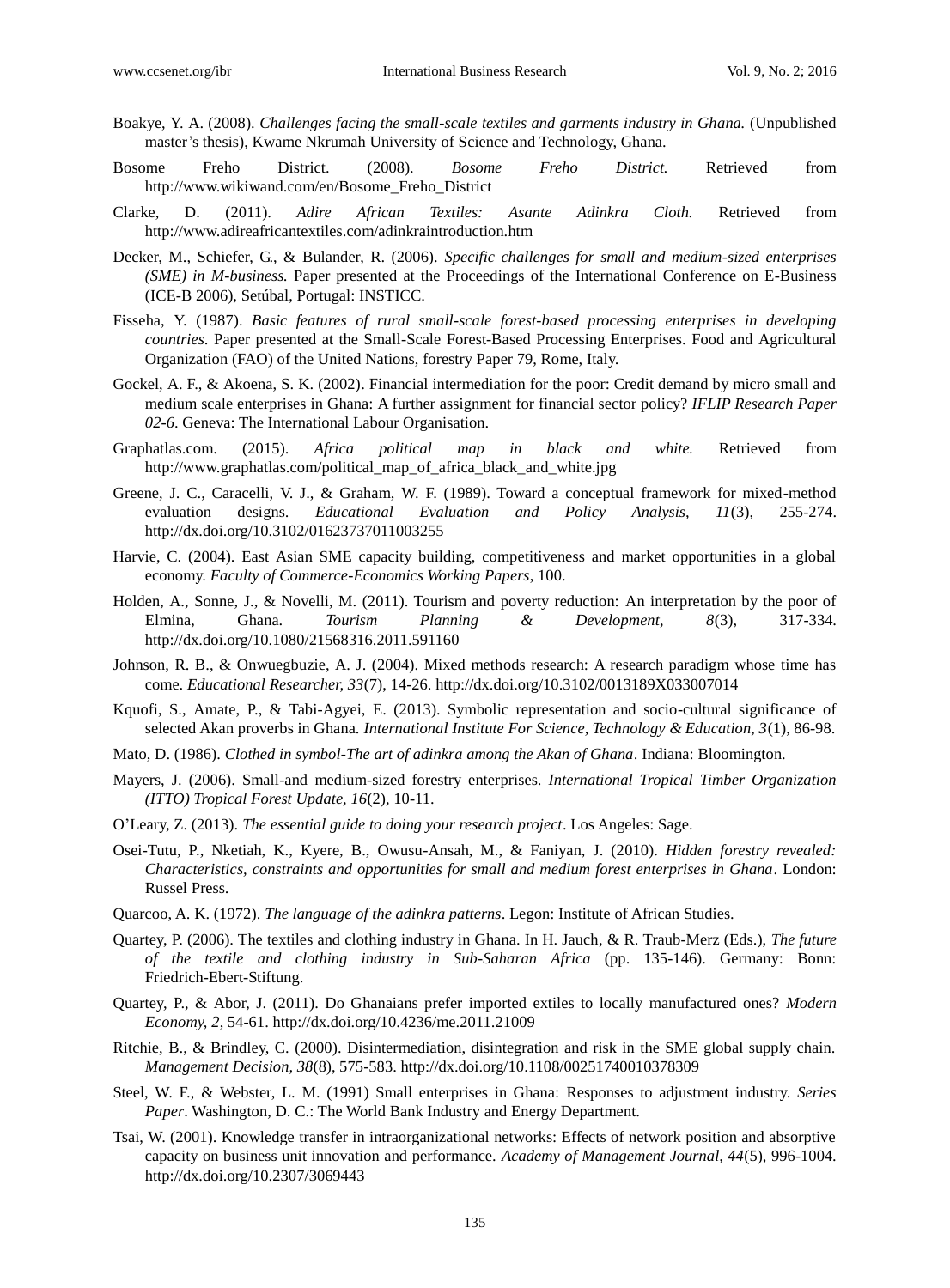Boakye, Y. A. (2008). *Challenges facing the small-scale textiles and garments industry in Ghana.* (Unpublished master's thesis), Kwame Nkrumah University of Science and Technology, Ghana.

Bosome Freho District. (2008). *Bosome Freho District.* Retrieved from http://www.wikiwand.com/en/Bosome_Freho_District

Clarke, D. (2011). *Adire African Textiles: Asante Adinkra Cloth.* Retrieved from http://www.adireafricantextiles.com/adinkraintroduction.htm

Decker, M., Schiefer, G., & Bulander, R. (2006). *Specific challenges for small and medium-sized enterprises (SME) in M-business.* Paper presented at the Proceedings of the International Conference on E-Business (ICE-B 2006), Setúbal, Portugal: INSTICC.

Fisseha, Y. (1987). *Basic features of rural small-scale forest-based processing enterprises in developing countries.* Paper presented at the Small-Scale Forest-Based Processing Enterprises. Food and Agricultural Organization (FAO) of the United Nations, forestry Paper 79, Rome, Italy.

Gockel, A. F., & Akoena, S. K. (2002). Financial intermediation for the poor: Credit demand by micro small and medium scale enterprises in Ghana: A further assignment for financial sector policy? *IFLIP Research Paper 02-6*. Geneva: The International Labour Organisation.

Graphatlas.com. (2015). *Africa political map in black and white.* Retrieved from http://www.graphatlas.com/political_map_of_africa_black_and_white.jpg

Greene, J. C., Caracelli, V. J., & Graham, W. F. (1989). Toward a conceptual framework for mixed-method evaluation designs. *Educational Evaluation and Policy Analysis, 11*(3), 255-274. http://dx.doi.org/10.3102/01623737011003255

Harvie, C. (2004). East Asian SME capacity building, competitiveness and market opportunities in a global economy. *Faculty of Commerce-Economics Working Papers*, 100.

Holden, A., Sonne, J., & Novelli, M. (2011). Tourism and poverty reduction: An interpretation by the poor of Elmina, Ghana. *Tourism Planning & Development, 8*(3), 317-334. http://dx.doi.org/10.1080/21568316.2011.591160

Johnson, R. B., & Onwuegbuzie, A. J. (2004). Mixed methods research: A research paradigm whose time has come. *Educational Researcher, 33*(7), 14-26. http://dx.doi.org/10.3102/0013189X033007014

Kquofi, S., Amate, P., & Tabi-Agyei, E. (2013). Symbolic representation and socio-cultural significance of selected Akan proverbs in Ghana. *International Institute For Science, Technology & Education, 3*(1), 86-98.

Mato, D. (1986). *Clothed in symbol-The art of adinkra among the Akan of Ghana*. Indiana: Bloomington.

Mayers, J. (2006). Small-and medium-sized forestry enterprises. *International Tropical Timber Organization (ITTO) Tropical Forest Update, 16*(2), 10-11.

O'Leary, Z. (2013). *The essential guide to doing your research project*. Los Angeles: Sage.

Osei-Tutu, P., Nketiah, K., Kyere, B., Owusu-Ansah, M., & Faniyan, J. (2010). *Hidden forestry revealed: Characteristics, constraints and opportunities for small and medium forest enterprises in Ghana*. London: Russel Press.

Quarcoo, A. K. (1972). *The language of the adinkra patterns*. Legon: Institute of African Studies.

Quartey, P. (2006). The textiles and clothing industry in Ghana. In H. Jauch, & R. Traub-Merz (Eds.), *The future of the textile and clothing industry in Sub-Saharan Africa* (pp. 135-146). Germany: Bonn: Friedrich-Ebert-Stiftung.

Quartey, P., & Abor, J. (2011). Do Ghanaians prefer imported extiles to locally manufactured ones? *Modern Economy, 2*, 54-61. http://dx.doi.org/10.4236/me.2011.21009

Ritchie, B., & Brindley, C. (2000). Disintermediation, disintegration and risk in the SME global supply chain. *Management Decision, 38*(8), 575-583. http://dx.doi.org/10.1108/00251740010378309

Steel, W. F., & Webster, L. M. (1991) Small enterprises in Ghana: Responses to adjustment industry. *Series Paper*. Washington, D. C.: The World Bank Industry and Energy Department.

Tsai, W. (2001). Knowledge transfer in intraorganizational networks: Effects of network position and absorptive capacity on business unit innovation and performance. *Academy of Management Journal, 44*(5), 996-1004. http://dx.doi.org/10.2307/3069443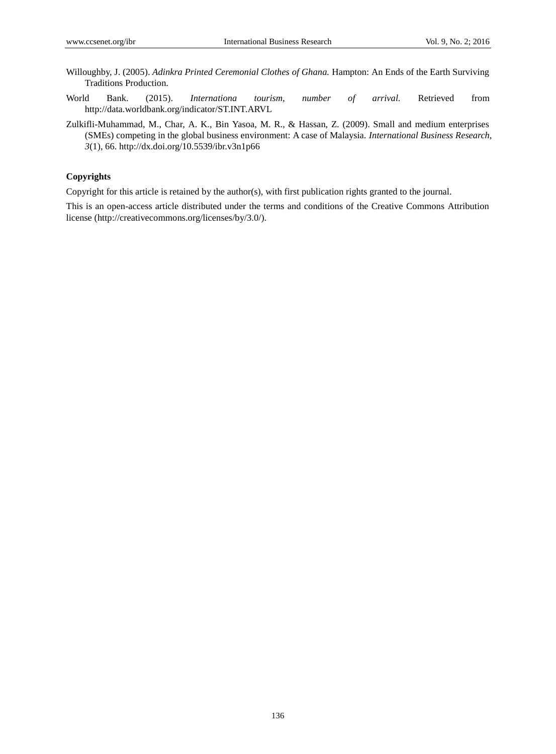Willoughby, J. (2005). *Adinkra Printed Ceremonial Clothes of Ghana.* Hampton: An Ends of the Earth Surviving Traditions Production.

World Bank. (2015). *Internationa tourism, number of arrival.* Retrieved from http://data.worldbank.org/indicator/ST.INT.ARVL

Zulkifli-Muhammad, M., Char, A. K., Bin Yasoa, M. R., & Hassan, Z. (2009). Small and medium enterprises (SMEs) competing in the global business environment: A case of Malaysia. *International Business Research, 3*(1), 66. http://dx.doi.org/10.5539/ibr.v3n1p66

**Copyrights**

Copyright for this article is retained by the author(s), with first publication rights granted to the journal.

This is an open-access article distributed under the terms and conditions of the Creative Commons Attribution license (http://creativecommons.org/licenses/by/3.0/).